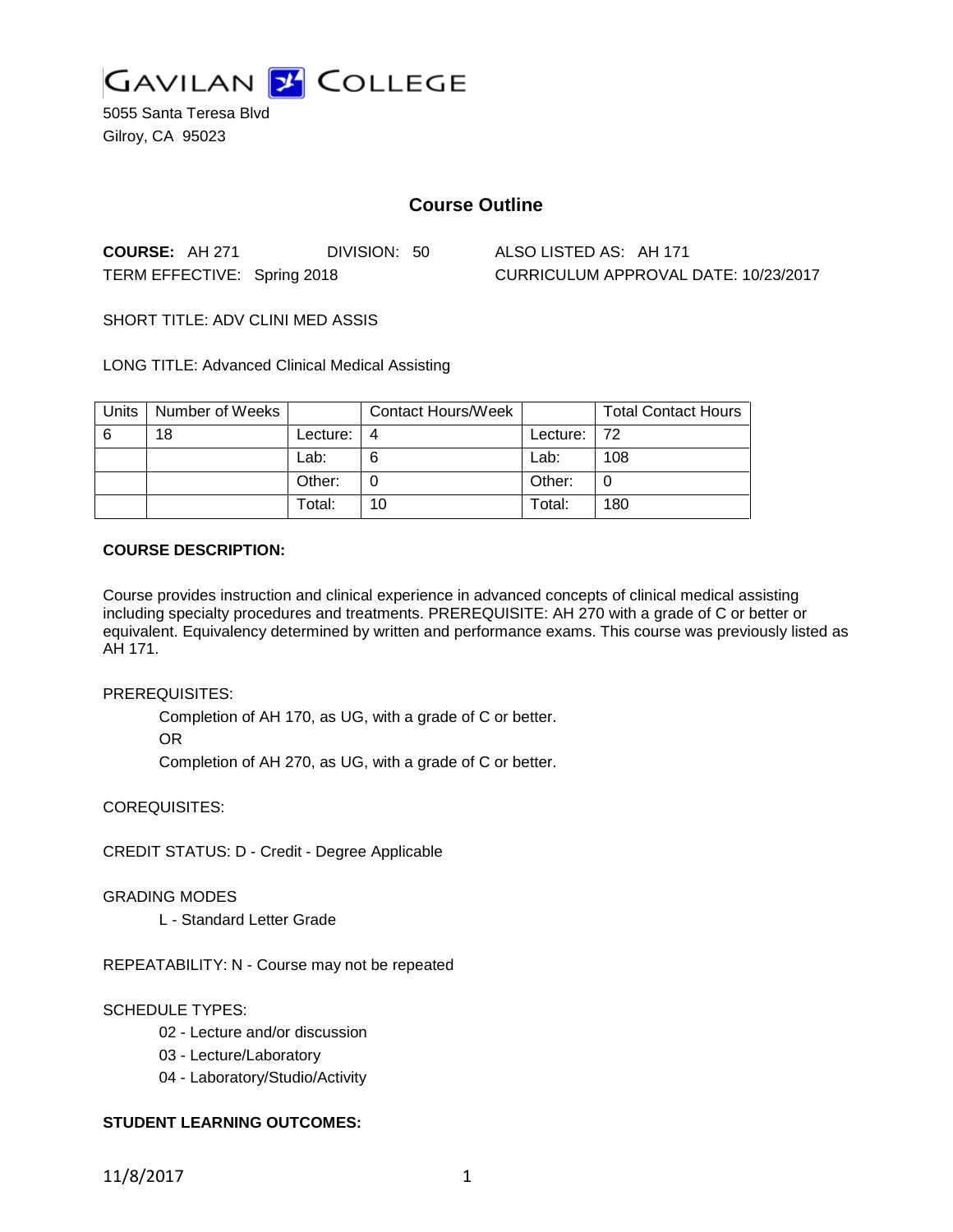# GAVILAN COLLEGE

5055 Santa Teresa Blvd
Gilroy, CA 95023

## Course Outline

**COURSE:** AH 271 DIVISION: 50 ALSO LISTED AS: AH 171

TERM EFFECTIVE: Spring 2018 CURRICULUM APPROVAL DATE: 10/23/2017

SHORT TITLE: ADV CLINI MED ASSIS

LONG TITLE: Advanced Clinical Medical Assisting

| Units | Number of Weeks | | Contact Hours/Week | | Total Contact Hours |
|---|---|---|---|---|---|
| 6 | 18 | Lecture: | 4 | Lecture: | 72 |
| | | Lab: | 6 | Lab: | 108 |
| | | Other: | 0 | Other: | 0 |
| | | Total: | 10 | Total: | 180 |

**COURSE DESCRIPTION:**

Course provides instruction and clinical experience in advanced concepts of clinical medical assisting including specialty procedures and treatments. PREREQUISITE: AH 270 with a grade of C or better or equivalent. Equivalency determined by written and performance exams. This course was previously listed as AH 171.

PREREQUISITES:

Completion of AH 170, as UG, with a grade of C or better.

OR

Completion of AH 270, as UG, with a grade of C or better.

COREQUISITES:

CREDIT STATUS: D - Credit - Degree Applicable

GRADING MODES

L - Standard Letter Grade

REPEATABILITY: N - Course may not be repeated

SCHEDULE TYPES:

02 - Lecture and/or discussion

03 - Lecture/Laboratory

04 - Laboratory/Studio/Activity

**STUDENT LEARNING OUTCOMES:**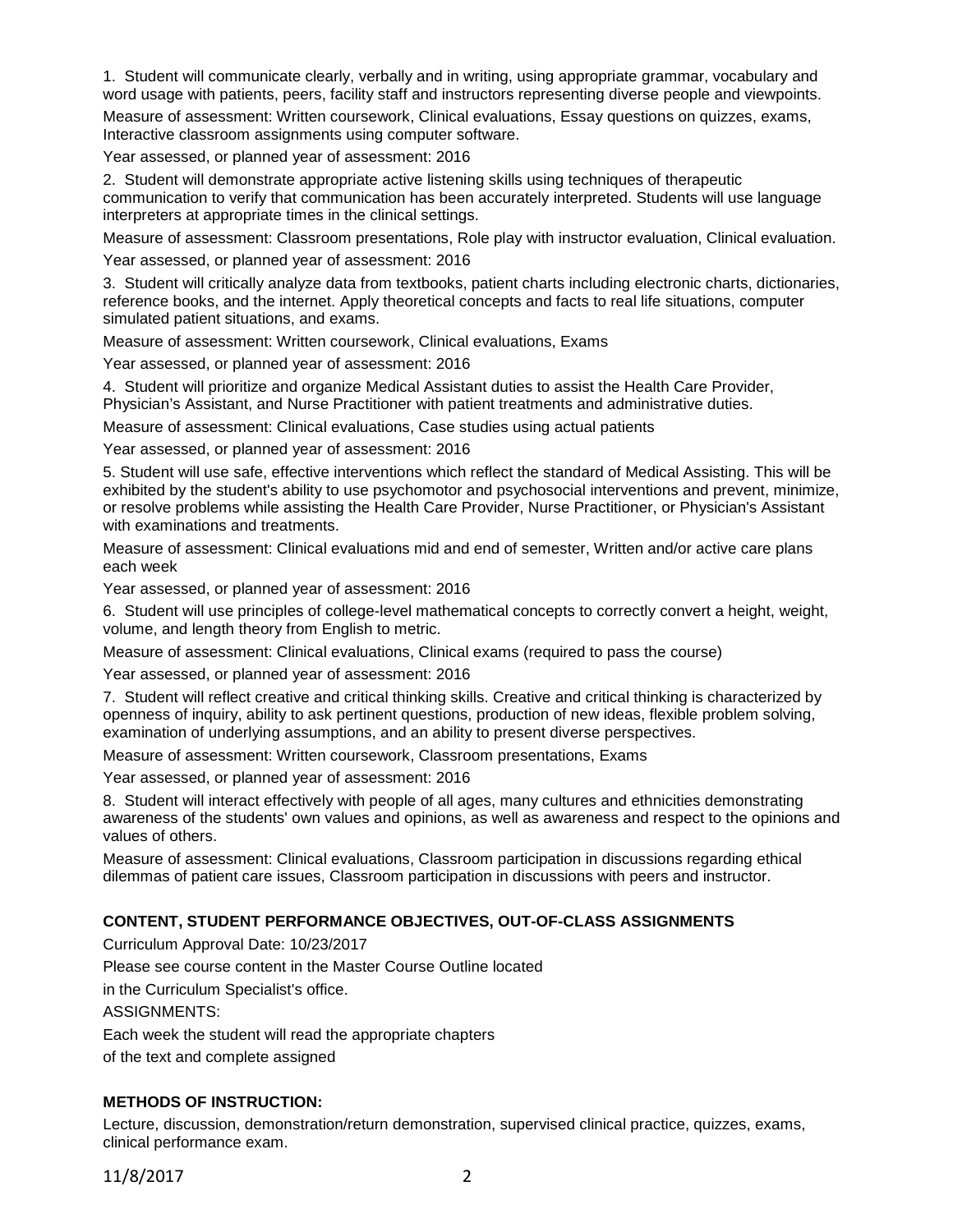1. Student will communicate clearly, verbally and in writing, using appropriate grammar, vocabulary and word usage with patients, peers, facility staff and instructors representing diverse people and viewpoints.

Measure of assessment: Written coursework, Clinical evaluations, Essay questions on quizzes, exams, Interactive classroom assignments using computer software.

Year assessed, or planned year of assessment: 2016

2. Student will demonstrate appropriate active listening skills using techniques of therapeutic communication to verify that communication has been accurately interpreted. Students will use language interpreters at appropriate times in the clinical settings.

Measure of assessment: Classroom presentations, Role play with instructor evaluation, Clinical evaluation.

Year assessed, or planned year of assessment: 2016

3. Student will critically analyze data from textbooks, patient charts including electronic charts, dictionaries, reference books, and the internet. Apply theoretical concepts and facts to real life situations, computer simulated patient situations, and exams.

Measure of assessment: Written coursework, Clinical evaluations, Exams

Year assessed, or planned year of assessment: 2016

4. Student will prioritize and organize Medical Assistant duties to assist the Health Care Provider, Physician's Assistant, and Nurse Practitioner with patient treatments and administrative duties.

Measure of assessment: Clinical evaluations, Case studies using actual patients

Year assessed, or planned year of assessment: 2016

5. Student will use safe, effective interventions which reflect the standard of Medical Assisting. This will be exhibited by the student's ability to use psychomotor and psychosocial interventions and prevent, minimize, or resolve problems while assisting the Health Care Provider, Nurse Practitioner, or Physician's Assistant with examinations and treatments.

Measure of assessment: Clinical evaluations mid and end of semester, Written and/or active care plans each week

Year assessed, or planned year of assessment: 2016

6. Student will use principles of college-level mathematical concepts to correctly convert a height, weight, volume, and length theory from English to metric.

Measure of assessment: Clinical evaluations, Clinical exams (required to pass the course)

Year assessed, or planned year of assessment: 2016

7. Student will reflect creative and critical thinking skills. Creative and critical thinking is characterized by openness of inquiry, ability to ask pertinent questions, production of new ideas, flexible problem solving, examination of underlying assumptions, and an ability to present diverse perspectives.

Measure of assessment: Written coursework, Classroom presentations, Exams

Year assessed, or planned year of assessment: 2016

8. Student will interact effectively with people of all ages, many cultures and ethnicities demonstrating awareness of the students' own values and opinions, as well as awareness and respect to the opinions and values of others.

Measure of assessment: Clinical evaluations, Classroom participation in discussions regarding ethical dilemmas of patient care issues, Classroom participation in discussions with peers and instructor.

## CONTENT, STUDENT PERFORMANCE OBJECTIVES, OUT-OF-CLASS ASSIGNMENTS

Curriculum Approval Date: 10/23/2017

Please see course content in the Master Course Outline located
in the Curriculum Specialist's office.

ASSIGNMENTS:

Each week the student will read the appropriate chapters
of the text and complete assigned

## METHODS OF INSTRUCTION:

Lecture, discussion, demonstration/return demonstration, supervised clinical practice, quizzes, exams, clinical performance exam.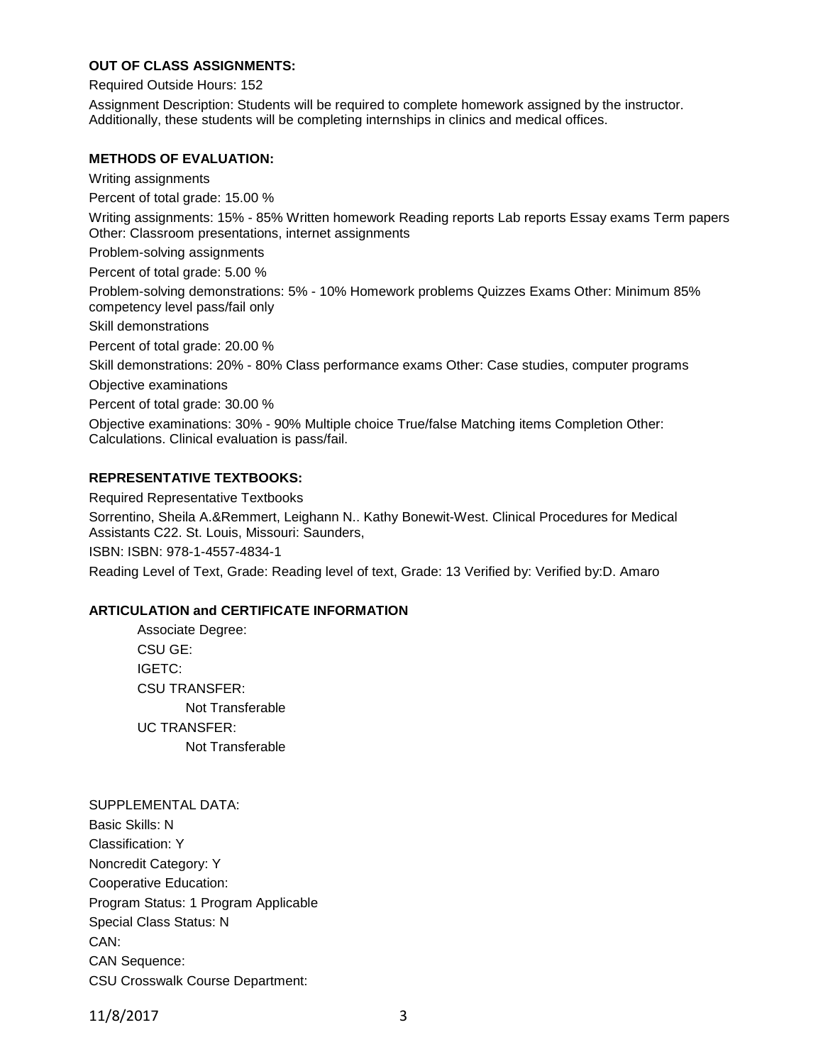**OUT OF CLASS ASSIGNMENTS:**

Required Outside Hours: 152

Assignment Description: Students will be required to complete homework assigned by the instructor. Additionally, these students will be completing internships in clinics and medical offices.

**METHODS OF EVALUATION:**

Writing assignments

Percent of total grade: 15.00 %

Writing assignments: 15% - 85% Written homework Reading reports Lab reports Essay exams Term papers Other: Classroom presentations, internet assignments

Problem-solving assignments

Percent of total grade: 5.00 %

Problem-solving demonstrations: 5% - 10% Homework problems Quizzes Exams Other: Minimum 85% competency level pass/fail only

Skill demonstrations

Percent of total grade: 20.00 %

Skill demonstrations: 20% - 80% Class performance exams Other: Case studies, computer programs

Objective examinations

Percent of total grade: 30.00 %

Objective examinations: 30% - 90% Multiple choice True/false Matching items Completion Other: Calculations. Clinical evaluation is pass/fail.

**REPRESENTATIVE TEXTBOOKS:**

Required Representative Textbooks

Sorrentino, Sheila A.&Remmert, Leighann N.. Kathy Bonewit-West. Clinical Procedures for Medical Assistants C22. St. Louis, Missouri: Saunders,

ISBN: ISBN: 978-1-4557-4834-1

Reading Level of Text, Grade: Reading level of text, Grade: 13 Verified by: Verified by:D. Amaro

**ARTICULATION and CERTIFICATE INFORMATION**

Associate Degree:

CSU GE:

IGETC:

CSU TRANSFER:

Not Transferable

UC TRANSFER:

Not Transferable

SUPPLEMENTAL DATA:

Basic Skills: N

Classification: Y

Noncredit Category: Y

Cooperative Education:

Program Status: 1 Program Applicable

Special Class Status: N

CAN:

CAN Sequence:

CSU Crosswalk Course Department: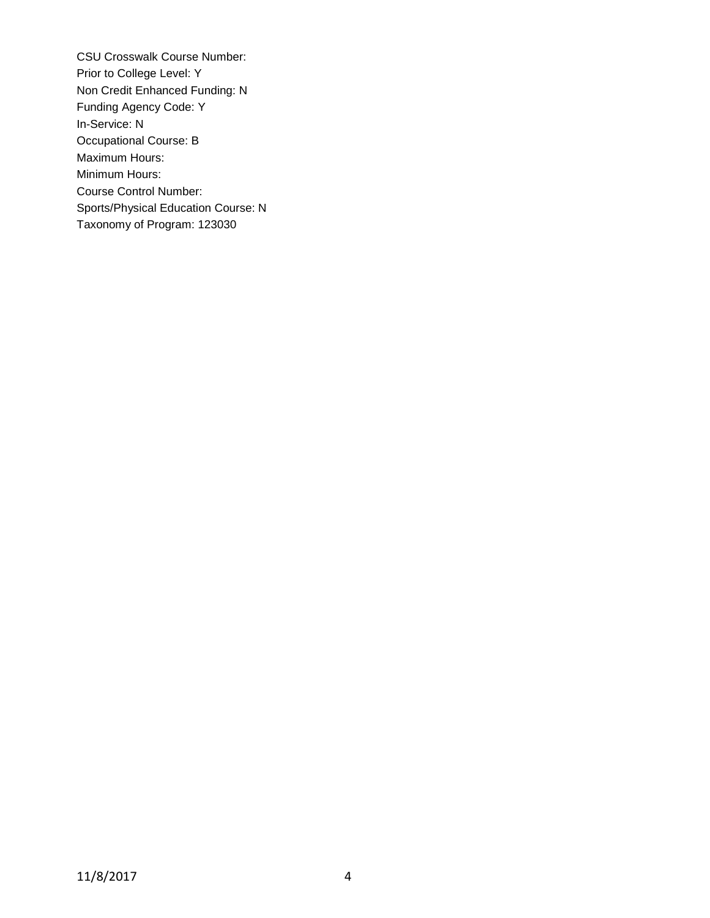CSU Crosswalk Course Number:
Prior to College Level: Y
Non Credit Enhanced Funding: N
Funding Agency Code: Y
In-Service: N
Occupational Course: B
Maximum Hours:
Minimum Hours:
Course Control Number:
Sports/Physical Education Course: N
Taxonomy of Program: 123030